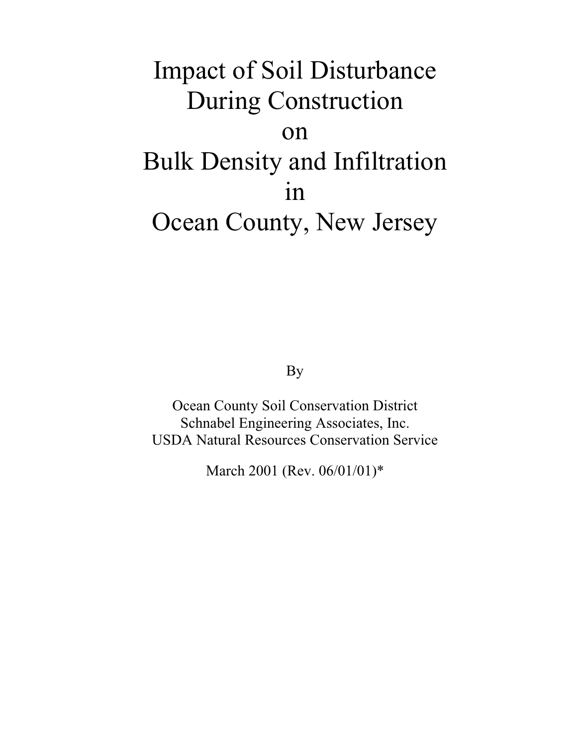# Impact of Soil Disturbance During Construction on Bulk Density and Infiltration in Ocean County, New Jersey

By

Ocean County Soil Conservation District
Schnabel Engineering Associates, Inc.
USDA Natural Resources Conservation Service

March 2001 (Rev. 06/01/01)*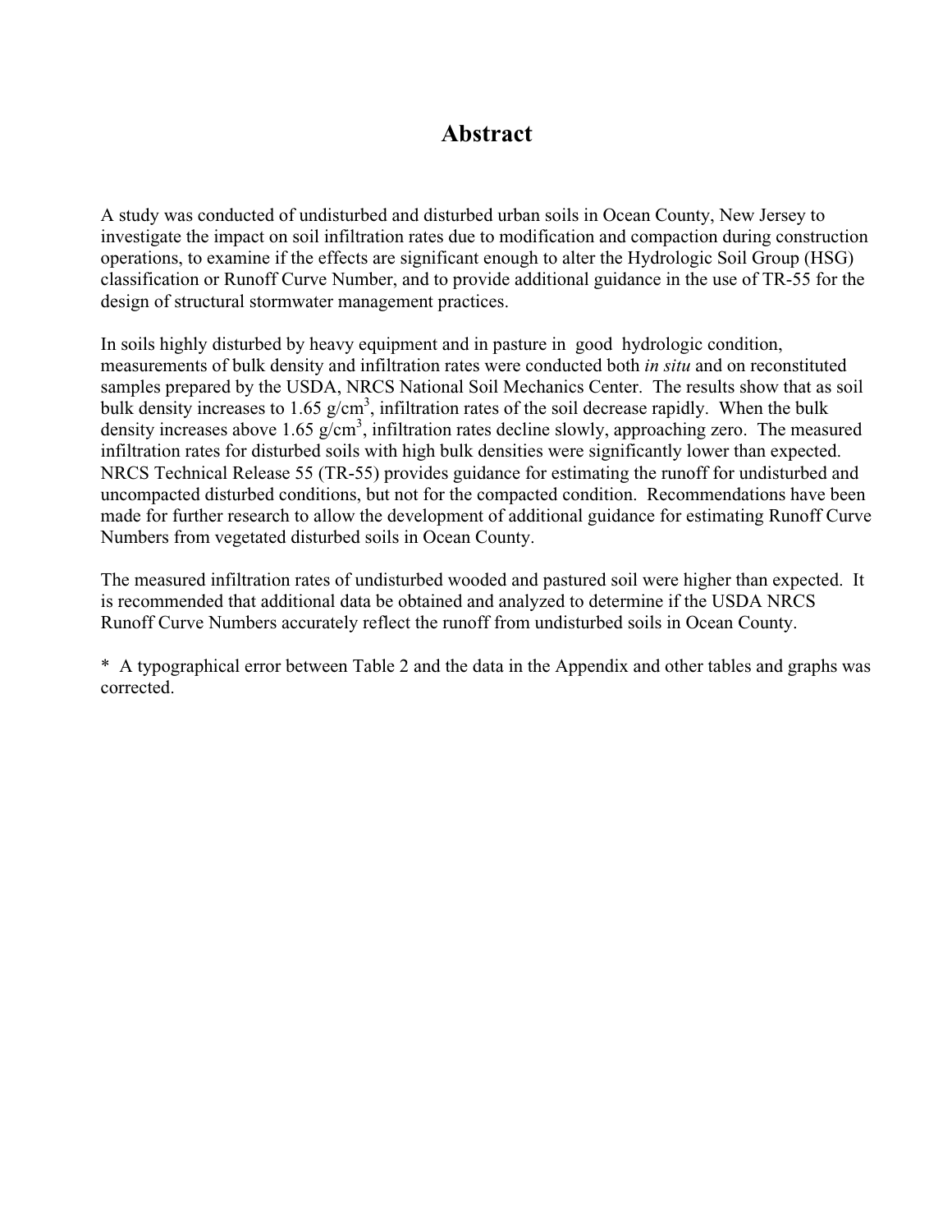# Abstract

A study was conducted of undisturbed and disturbed urban soils in Ocean County, New Jersey to investigate the impact on soil infiltration rates due to modification and compaction during construction operations, to examine if the effects are significant enough to alter the Hydrologic Soil Group (HSG) classification or Runoff Curve Number, and to provide additional guidance in the use of TR-55 for the design of structural stormwater management practices.

In soils highly disturbed by heavy equipment and in pasture in good hydrologic condition, measurements of bulk density and infiltration rates were conducted both *in situ* and on reconstituted samples prepared by the USDA, NRCS National Soil Mechanics Center. The results show that as soil bulk density increases to 1.65 g/cm$^3$, infiltration rates of the soil decrease rapidly. When the bulk density increases above 1.65 g/cm$^3$, infiltration rates decline slowly, approaching zero. The measured infiltration rates for disturbed soils with high bulk densities were significantly lower than expected. NRCS Technical Release 55 (TR-55) provides guidance for estimating the runoff for undisturbed and uncompacted disturbed conditions, but not for the compacted condition. Recommendations have been made for further research to allow the development of additional guidance for estimating Runoff Curve Numbers from vegetated disturbed soils in Ocean County.

The measured infiltration rates of undisturbed wooded and pastured soil were higher than expected. It is recommended that additional data be obtained and analyzed to determine if the USDA NRCS Runoff Curve Numbers accurately reflect the runoff from undisturbed soils in Ocean County.

* A typographical error between Table 2 and the data in the Appendix and other tables and graphs was corrected.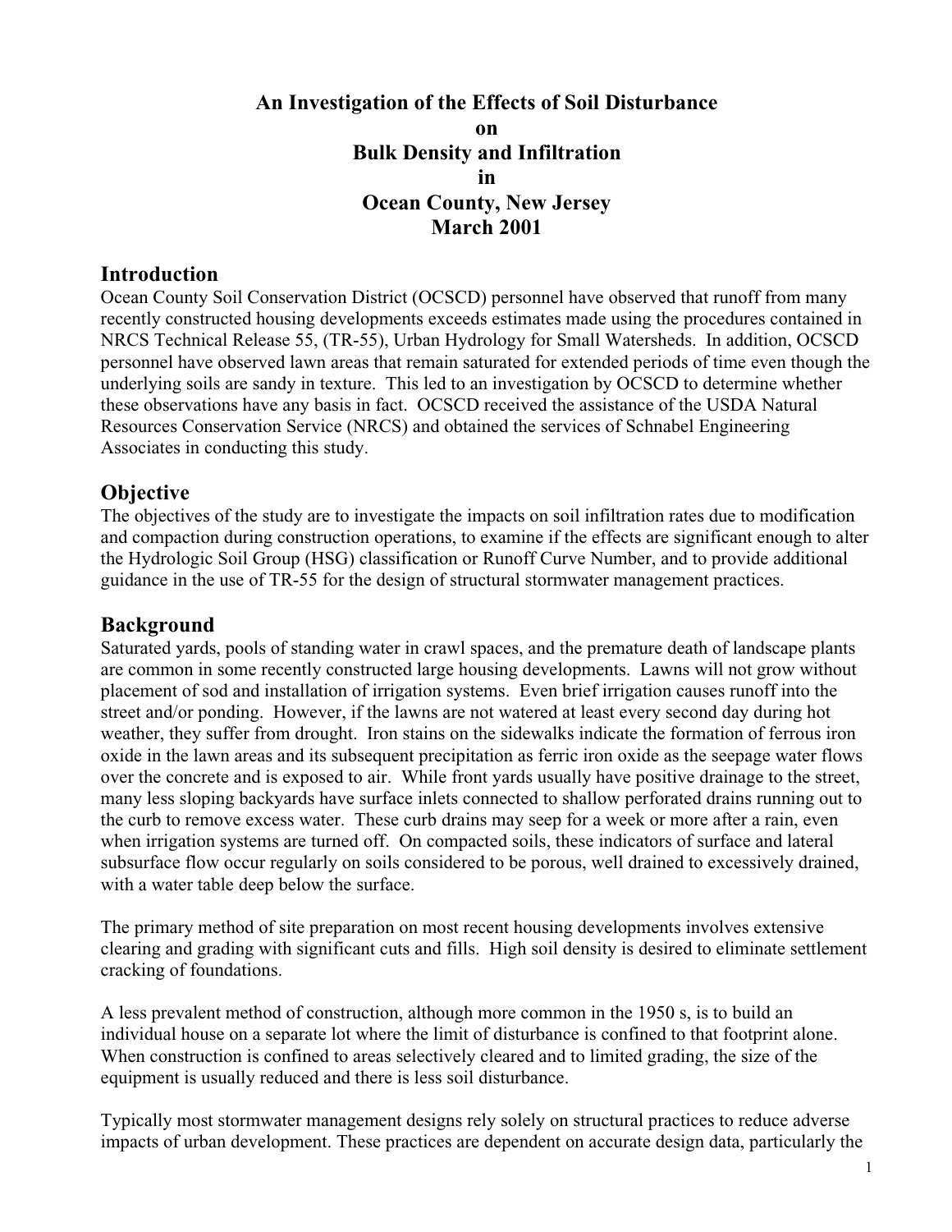# An Investigation of the Effects of Soil Disturbance on Bulk Density and Infiltration in Ocean County, New Jersey March 2001

## Introduction

Ocean County Soil Conservation District (OCSCD) personnel have observed that runoff from many recently constructed housing developments exceeds estimates made using the procedures contained in NRCS Technical Release 55, (TR-55), Urban Hydrology for Small Watersheds. In addition, OCSCD personnel have observed lawn areas that remain saturated for extended periods of time even though the underlying soils are sandy in texture. This led to an investigation by OCSCD to determine whether these observations have any basis in fact. OCSCD received the assistance of the USDA Natural Resources Conservation Service (NRCS) and obtained the services of Schnabel Engineering Associates in conducting this study.

## Objective

The objectives of the study are to investigate the impacts on soil infiltration rates due to modification and compaction during construction operations, to examine if the effects are significant enough to alter the Hydrologic Soil Group (HSG) classification or Runoff Curve Number, and to provide additional guidance in the use of TR-55 for the design of structural stormwater management practices.

## Background

Saturated yards, pools of standing water in crawl spaces, and the premature death of landscape plants are common in some recently constructed large housing developments. Lawns will not grow without placement of sod and installation of irrigation systems. Even brief irrigation causes runoff into the street and/or ponding. However, if the lawns are not watered at least every second day during hot weather, they suffer from drought. Iron stains on the sidewalks indicate the formation of ferrous iron oxide in the lawn areas and its subsequent precipitation as ferric iron oxide as the seepage water flows over the concrete and is exposed to air. While front yards usually have positive drainage to the street, many less sloping backyards have surface inlets connected to shallow perforated drains running out to the curb to remove excess water. These curb drains may seep for a week or more after a rain, even when irrigation systems are turned off. On compacted soils, these indicators of surface and lateral subsurface flow occur regularly on soils considered to be porous, well drained to excessively drained, with a water table deep below the surface.

The primary method of site preparation on most recent housing developments involves extensive clearing and grading with significant cuts and fills. High soil density is desired to eliminate settlement cracking of foundations.

A less prevalent method of construction, although more common in the 1950 s, is to build an individual house on a separate lot where the limit of disturbance is confined to that footprint alone. When construction is confined to areas selectively cleared and to limited grading, the size of the equipment is usually reduced and there is less soil disturbance.

Typically most stormwater management designs rely solely on structural practices to reduce adverse impacts of urban development. These practices are dependent on accurate design data, particularly the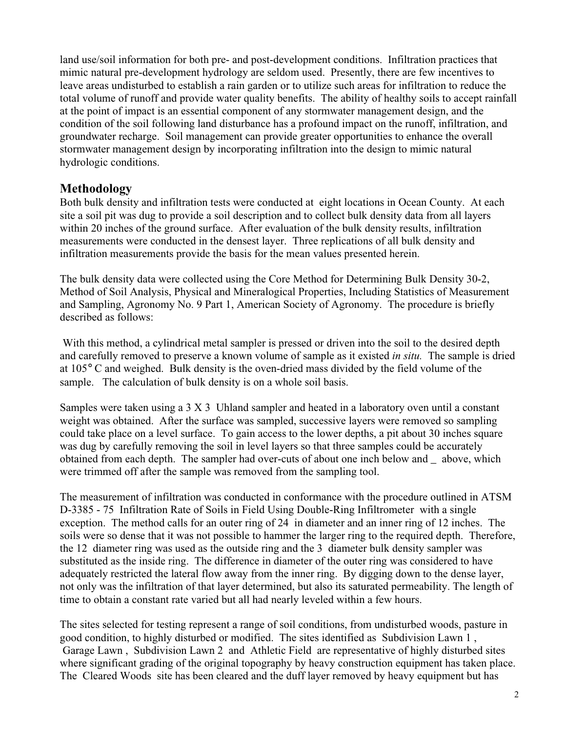land use/soil information for both pre- and post-development conditions. Infiltration practices that mimic natural pre-development hydrology are seldom used. Presently, there are few incentives to leave areas undisturbed to establish a rain garden or to utilize such areas for infiltration to reduce the total volume of runoff and provide water quality benefits. The ability of healthy soils to accept rainfall at the point of impact is an essential component of any stormwater management design, and the condition of the soil following land disturbance has a profound impact on the runoff, infiltration, and groundwater recharge. Soil management can provide greater opportunities to enhance the overall stormwater management design by incorporating infiltration into the design to mimic natural hydrologic conditions.

## Methodology

Both bulk density and infiltration tests were conducted at eight locations in Ocean County. At each site a soil pit was dug to provide a soil description and to collect bulk density data from all layers within 20 inches of the ground surface. After evaluation of the bulk density results, infiltration measurements were conducted in the densest layer. Three replications of all bulk density and infiltration measurements provide the basis for the mean values presented herein.

The bulk density data were collected using the Core Method for Determining Bulk Density 30-2, Method of Soil Analysis, Physical and Mineralogical Properties, Including Statistics of Measurement and Sampling, Agronomy No. 9 Part 1, American Society of Agronomy. The procedure is briefly described as follows:

With this method, a cylindrical metal sampler is pressed or driven into the soil to the desired depth and carefully removed to preserve a known volume of sample as it existed *in situ.* The sample is dried at 105° C and weighed. Bulk density is the oven-dried mass divided by the field volume of the sample. The calculation of bulk density is on a whole soil basis.

Samples were taken using a 3 X 3 Uhland sampler and heated in a laboratory oven until a constant weight was obtained. After the surface was sampled, successive layers were removed so sampling could take place on a level surface. To gain access to the lower depths, a pit about 30 inches square was dug by carefully removing the soil in level layers so that three samples could be accurately obtained from each depth. The sampler had over-cuts of about one inch below and _ above, which were trimmed off after the sample was removed from the sampling tool.

The measurement of infiltration was conducted in conformance with the procedure outlined in ATSM D-3385 - 75 Infiltration Rate of Soils in Field Using Double-Ring Infiltrometer with a single exception. The method calls for an outer ring of 24 in diameter and an inner ring of 12 inches. The soils were so dense that it was not possible to hammer the larger ring to the required depth. Therefore, the 12 diameter ring was used as the outside ring and the 3 diameter bulk density sampler was substituted as the inside ring. The difference in diameter of the outer ring was considered to have adequately restricted the lateral flow away from the inner ring. By digging down to the dense layer, not only was the infiltration of that layer determined, but also its saturated permeability. The length of time to obtain a constant rate varied but all had nearly leveled within a few hours.

The sites selected for testing represent a range of soil conditions, from undisturbed woods, pasture in good condition, to highly disturbed or modified. The sites identified as Subdivision Lawn 1 , Garage Lawn , Subdivision Lawn 2 and Athletic Field are representative of highly disturbed sites where significant grading of the original topography by heavy construction equipment has taken place. The Cleared Woods site has been cleared and the duff layer removed by heavy equipment but has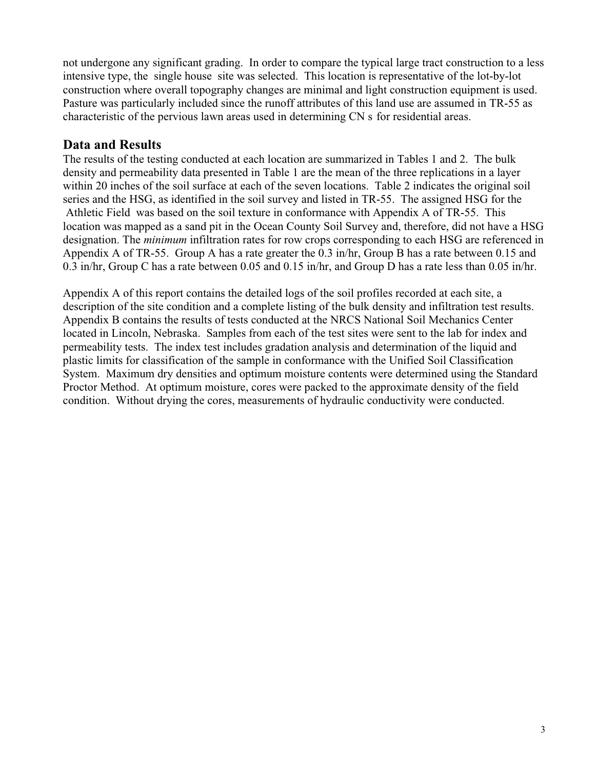not undergone any significant grading. In order to compare the typical large tract construction to a less intensive type, the single house site was selected. This location is representative of the lot-by-lot construction where overall topography changes are minimal and light construction equipment is used. Pasture was particularly included since the runoff attributes of this land use are assumed in TR-55 as characteristic of the pervious lawn areas used in determining CN s for residential areas.

## Data and Results

The results of the testing conducted at each location are summarized in Tables 1 and 2. The bulk density and permeability data presented in Table 1 are the mean of the three replications in a layer within 20 inches of the soil surface at each of the seven locations. Table 2 indicates the original soil series and the HSG, as identified in the soil survey and listed in TR-55. The assigned HSG for the Athletic Field was based on the soil texture in conformance with Appendix A of TR-55. This location was mapped as a sand pit in the Ocean County Soil Survey and, therefore, did not have a HSG designation. The *minimum* infiltration rates for row crops corresponding to each HSG are referenced in Appendix A of TR-55. Group A has a rate greater the 0.3 in/hr, Group B has a rate between 0.15 and 0.3 in/hr, Group C has a rate between 0.05 and 0.15 in/hr, and Group D has a rate less than 0.05 in/hr.

Appendix A of this report contains the detailed logs of the soil profiles recorded at each site, a description of the site condition and a complete listing of the bulk density and infiltration test results. Appendix B contains the results of tests conducted at the NRCS National Soil Mechanics Center located in Lincoln, Nebraska. Samples from each of the test sites were sent to the lab for index and permeability tests. The index test includes gradation analysis and determination of the liquid and plastic limits for classification of the sample in conformance with the Unified Soil Classification System. Maximum dry densities and optimum moisture contents were determined using the Standard Proctor Method. At optimum moisture, cores were packed to the approximate density of the field condition. Without drying the cores, measurements of hydraulic conductivity were conducted.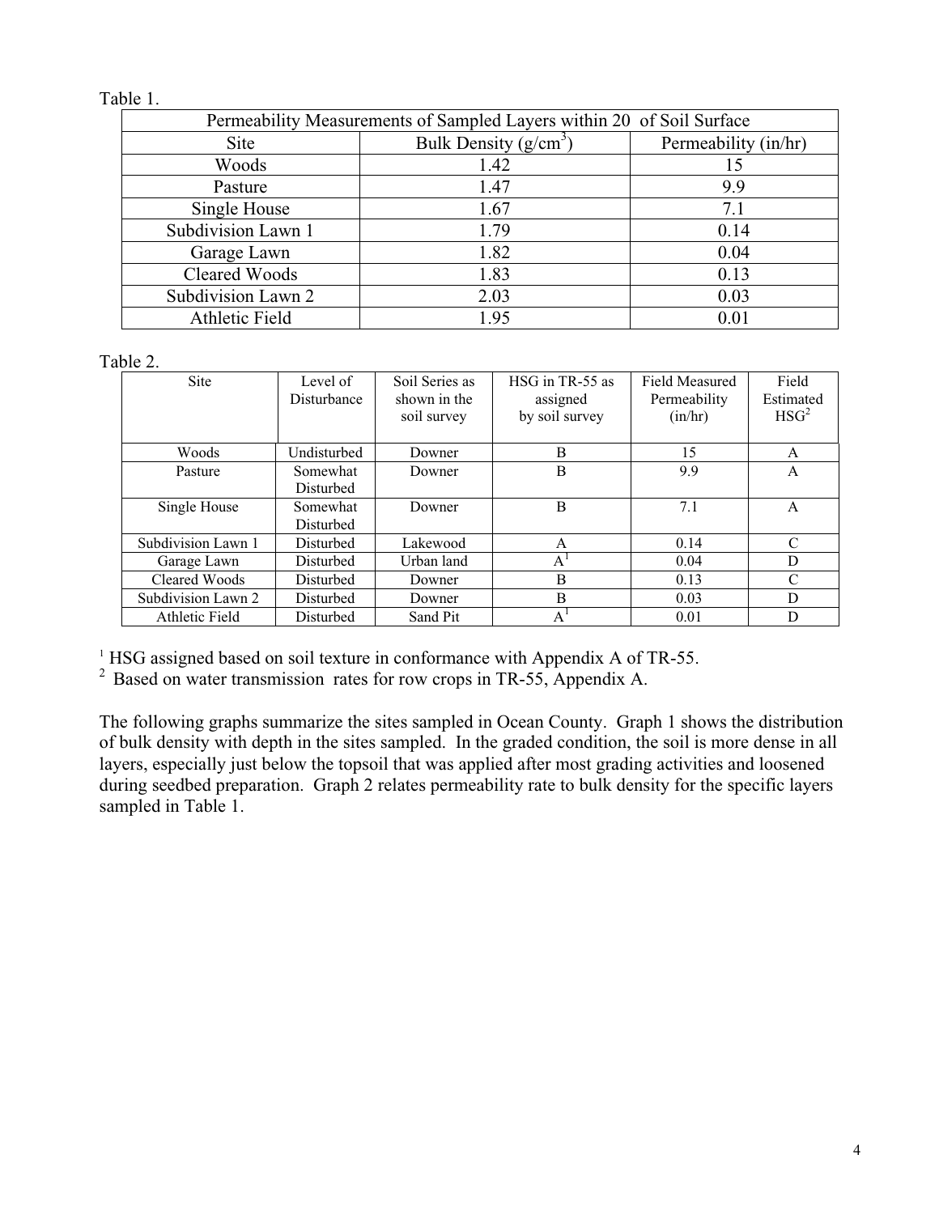Table 1.

| Permeability Measurements of Sampled Layers within 20 of Soil Surface | | |
|---|---|---|
| Site | Bulk Density (g/cm$^3$) | Permeability (in/hr) |
| Woods | 1.42 | 15 |
| Pasture | 1.47 | 9.9 |
| Single House | 1.67 | 7.1 |
| Subdivision Lawn 1 | 1.79 | 0.14 |
| Garage Lawn | 1.82 | 0.04 |
| Cleared Woods | 1.83 | 0.13 |
| Subdivision Lawn 2 | 2.03 | 0.03 |
| Athletic Field | 1.95 | 0.01 |

Table 2.

| Site | Level of Disturbance | Soil Series as shown in the soil survey | HSG in TR-55 as assigned by soil survey | Field Measured Permeability (in/hr) | Field Estimated HSG[2] |
|---|---|---|---|---|---|
| Woods | Undisturbed | Downer | B | 15 | A |
| Pasture | Somewhat Disturbed | Downer | B | 9.9 | A |
| Single House | Somewhat Disturbed | Downer | B | 7.1 | A |
| Subdivision Lawn 1 | Disturbed | Lakewood | A | 0.14 | C |
| Garage Lawn | Disturbed | Urban land | A[1] | 0.04 | D |
| Cleared Woods | Disturbed | Downer | B | 0.13 | C |
| Subdivision Lawn 2 | Disturbed | Downer | B | 0.03 | D |
| Athletic Field | Disturbed | Sand Pit | A[1] | 0.01 | D |

[1] HSG assigned based on soil texture in conformance with Appendix A of TR-55.

[2] Based on water transmission rates for row crops in TR-55, Appendix A.

The following graphs summarize the sites sampled in Ocean County. Graph 1 shows the distribution of bulk density with depth in the sites sampled. In the graded condition, the soil is more dense in all layers, especially just below the topsoil that was applied after most grading activities and loosened during seedbed preparation. Graph 2 relates permeability rate to bulk density for the specific layers sampled in Table 1.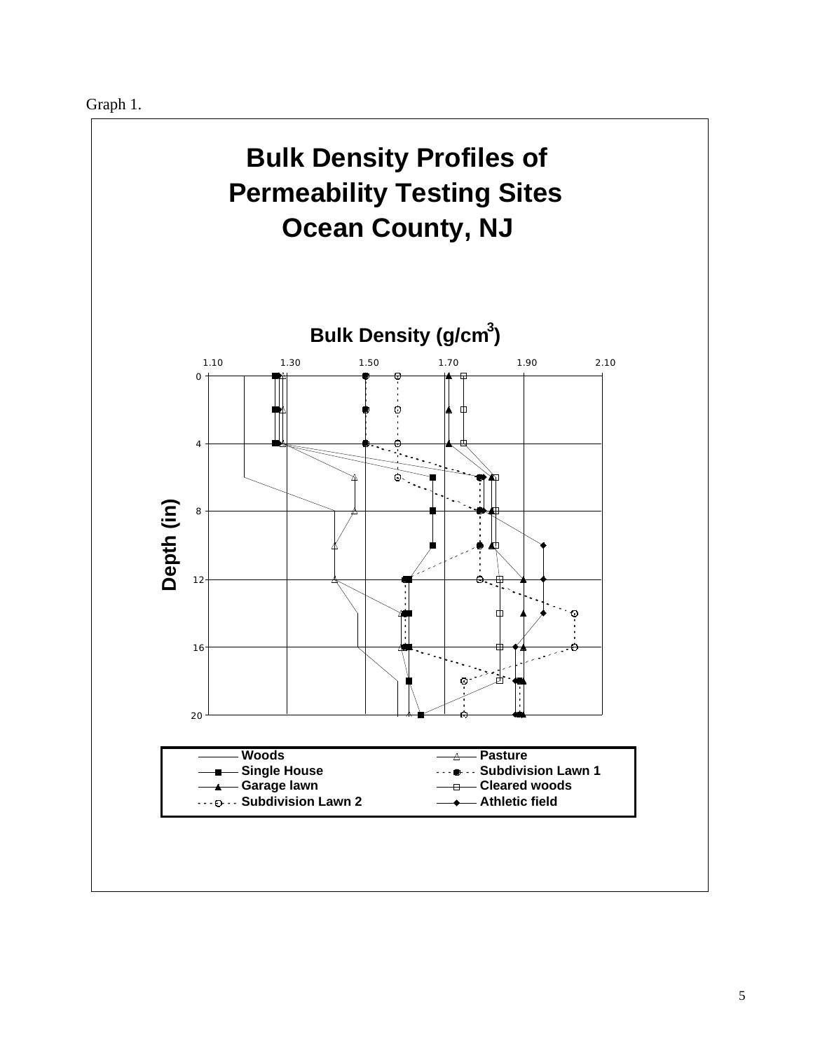Graph 1.

# Bulk Density Profiles of Permeability Testing Sites Ocean County, NJ

Bulk Density ($g/cm^3$)

1.10 1.30 1.50 1.70 1.90 2.10

Depth (in)

0 4 8 12 16 20

Woods — Pasture — Single House — Subdivision Lawn 1 — Garage lawn — Cleared woods — Subdivision Lawn 2 — Athletic field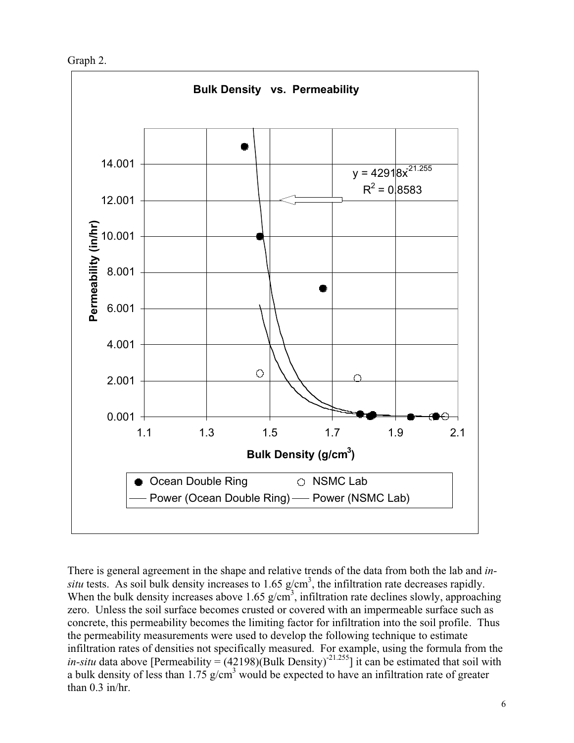Graph 2.

**Bulk Density vs. Permeability**

$y = 42918x^{-21.255}$

$R^2 = 0.8583$

Permeability (in/hr)

Bulk Density (g/cm$^3$)

Ocean Double Ring — NSMC Lab — Power (Ocean Double Ring) — Power (NSMC Lab)

There is general agreement in the shape and relative trends of the data from both the lab and *in-situ* tests. As soil bulk density increases to 1.65 g/cm$^3$, the infiltration rate decreases rapidly. When the bulk density increases above 1.65 g/cm$^3$, infiltration rate declines slowly, approaching zero. Unless the soil surface becomes crusted or covered with an impermeable surface such as concrete, this permeability becomes the limiting factor for infiltration into the soil profile. Thus the permeability measurements were used to develop the following technique to estimate infiltration rates of densities not specifically measured. For example, using the formula from the *in-situ* data above [Permeability = (42198)(Bulk Density)$^{-21.255}$] it can be estimated that soil with a bulk density of less than 1.75 g/cm$^3$ would be expected to have an infiltration rate of greater than 0.3 in/hr.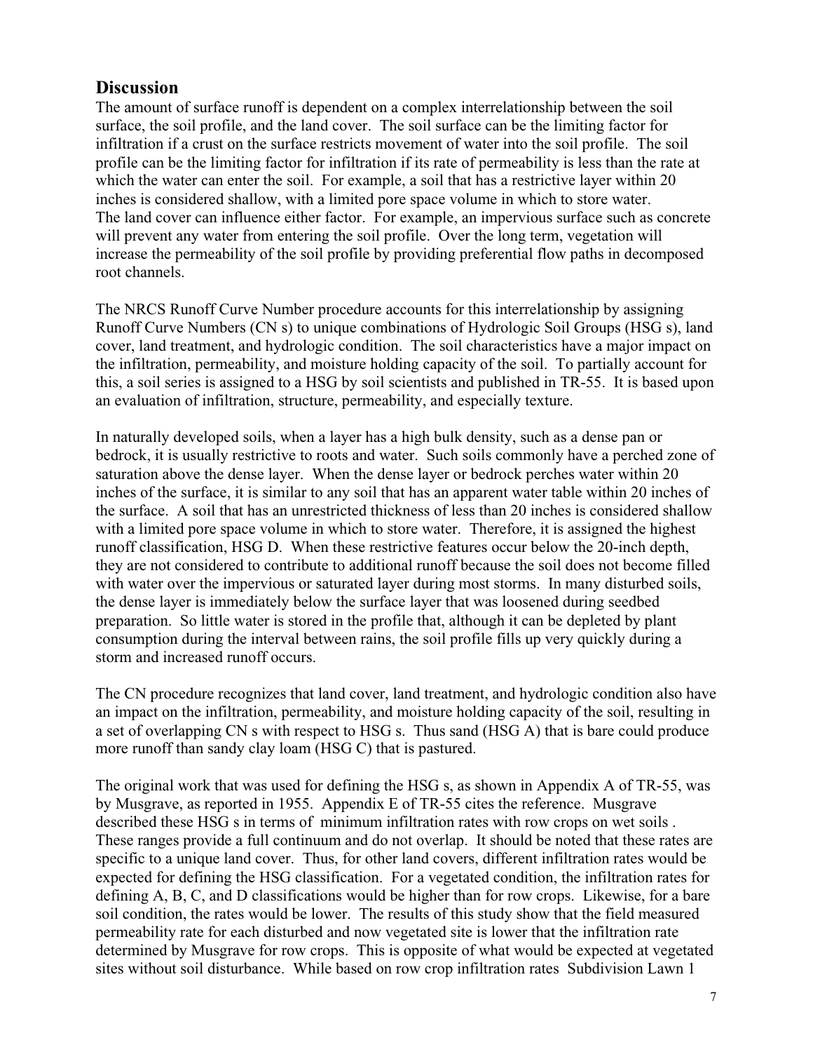## Discussion

The amount of surface runoff is dependent on a complex interrelationship between the soil surface, the soil profile, and the land cover. The soil surface can be the limiting factor for infiltration if a crust on the surface restricts movement of water into the soil profile. The soil profile can be the limiting factor for infiltration if its rate of permeability is less than the rate at which the water can enter the soil. For example, a soil that has a restrictive layer within 20 inches is considered shallow, with a limited pore space volume in which to store water. The land cover can influence either factor. For example, an impervious surface such as concrete will prevent any water from entering the soil profile. Over the long term, vegetation will increase the permeability of the soil profile by providing preferential flow paths in decomposed root channels.

The NRCS Runoff Curve Number procedure accounts for this interrelationship by assigning Runoff Curve Numbers (CN s) to unique combinations of Hydrologic Soil Groups (HSG s), land cover, land treatment, and hydrologic condition. The soil characteristics have a major impact on the infiltration, permeability, and moisture holding capacity of the soil. To partially account for this, a soil series is assigned to a HSG by soil scientists and published in TR-55. It is based upon an evaluation of infiltration, structure, permeability, and especially texture.

In naturally developed soils, when a layer has a high bulk density, such as a dense pan or bedrock, it is usually restrictive to roots and water. Such soils commonly have a perched zone of saturation above the dense layer. When the dense layer or bedrock perches water within 20 inches of the surface, it is similar to any soil that has an apparent water table within 20 inches of the surface. A soil that has an unrestricted thickness of less than 20 inches is considered shallow with a limited pore space volume in which to store water. Therefore, it is assigned the highest runoff classification, HSG D. When these restrictive features occur below the 20-inch depth, they are not considered to contribute to additional runoff because the soil does not become filled with water over the impervious or saturated layer during most storms. In many disturbed soils, the dense layer is immediately below the surface layer that was loosened during seedbed preparation. So little water is stored in the profile that, although it can be depleted by plant consumption during the interval between rains, the soil profile fills up very quickly during a storm and increased runoff occurs.

The CN procedure recognizes that land cover, land treatment, and hydrologic condition also have an impact on the infiltration, permeability, and moisture holding capacity of the soil, resulting in a set of overlapping CN s with respect to HSG s. Thus sand (HSG A) that is bare could produce more runoff than sandy clay loam (HSG C) that is pastured.

The original work that was used for defining the HSG s, as shown in Appendix A of TR-55, was by Musgrave, as reported in 1955. Appendix E of TR-55 cites the reference. Musgrave described these HSG s in terms of minimum infiltration rates with row crops on wet soils . These ranges provide a full continuum and do not overlap. It should be noted that these rates are specific to a unique land cover. Thus, for other land covers, different infiltration rates would be expected for defining the HSG classification. For a vegetated condition, the infiltration rates for defining A, B, C, and D classifications would be higher than for row crops. Likewise, for a bare soil condition, the rates would be lower. The results of this study show that the field measured permeability rate for each disturbed and now vegetated site is lower that the infiltration rate determined by Musgrave for row crops. This is opposite of what would be expected at vegetated sites without soil disturbance. While based on row crop infiltration rates Subdivision Lawn 1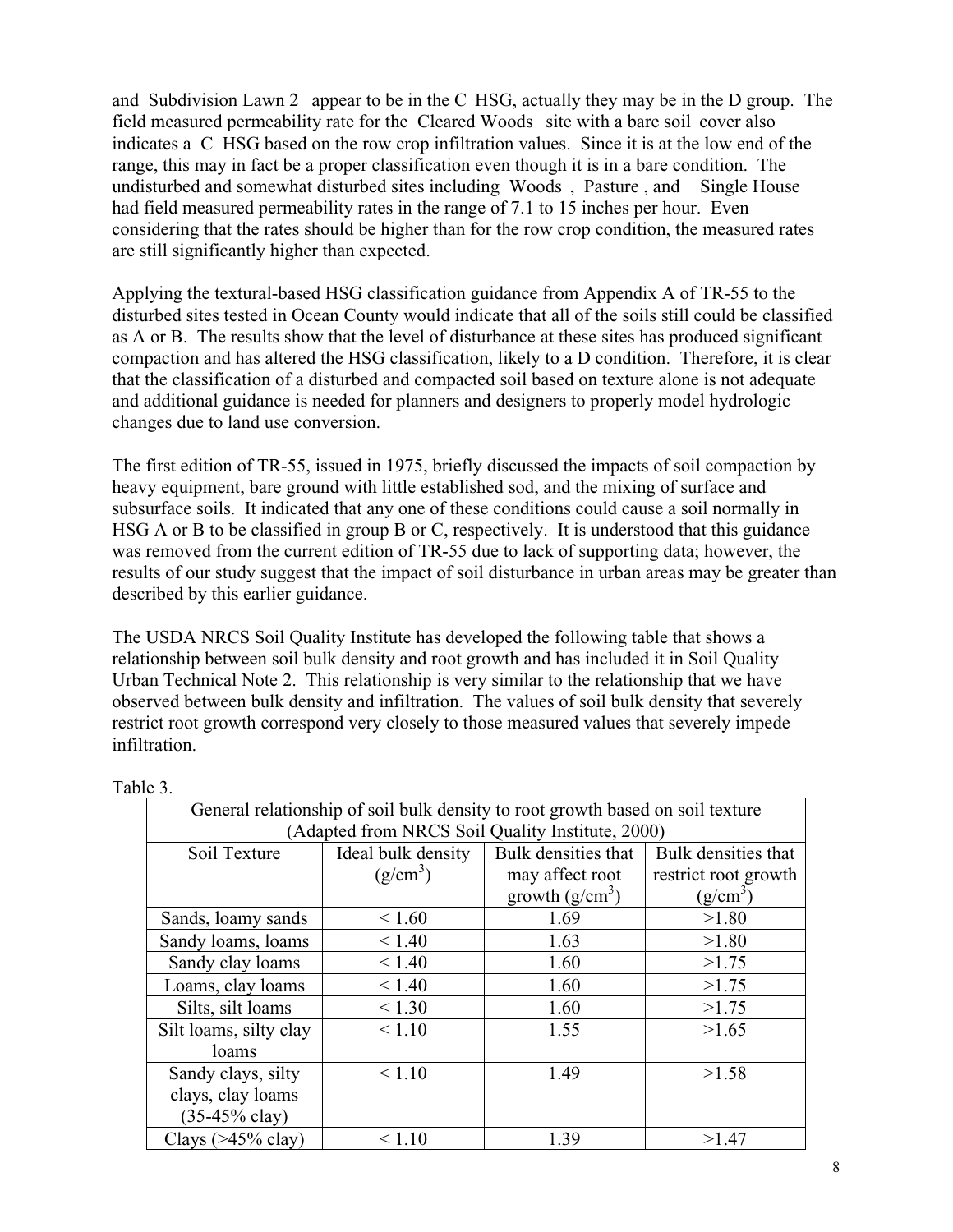and Subdivision Lawn 2 appear to be in the C HSG, actually they may be in the D group. The field measured permeability rate for the Cleared Woods site with a bare soil cover also indicates a C HSG based on the row crop infiltration values. Since it is at the low end of the range, this may in fact be a proper classification even though it is in a bare condition. The undisturbed and somewhat disturbed sites including Woods , Pasture , and Single House had field measured permeability rates in the range of 7.1 to 15 inches per hour. Even considering that the rates should be higher than for the row crop condition, the measured rates are still significantly higher than expected.

Applying the textural-based HSG classification guidance from Appendix A of TR-55 to the disturbed sites tested in Ocean County would indicate that all of the soils still could be classified as A or B. The results show that the level of disturbance at these sites has produced significant compaction and has altered the HSG classification, likely to a D condition. Therefore, it is clear that the classification of a disturbed and compacted soil based on texture alone is not adequate and additional guidance is needed for planners and designers to properly model hydrologic changes due to land use conversion.

The first edition of TR-55, issued in 1975, briefly discussed the impacts of soil compaction by heavy equipment, bare ground with little established sod, and the mixing of surface and subsurface soils. It indicated that any one of these conditions could cause a soil normally in HSG A or B to be classified in group B or C, respectively. It is understood that this guidance was removed from the current edition of TR-55 due to lack of supporting data; however, the results of our study suggest that the impact of soil disturbance in urban areas may be greater than described by this earlier guidance.

The USDA NRCS Soil Quality Institute has developed the following table that shows a relationship between soil bulk density and root growth and has included it in Soil Quality — Urban Technical Note 2. This relationship is very similar to the relationship that we have observed between bulk density and infiltration. The values of soil bulk density that severely restrict root growth correspond very closely to those measured values that severely impede infiltration.

Table 3.

General relationship of soil bulk density to root growth based on soil texture (Adapted from NRCS Soil Quality Institute, 2000)

| Soil Texture | Ideal bulk density ($g/cm^3$) | Bulk densities that may affect root growth ($g/cm^3$) | Bulk densities that restrict root growth ($g/cm^3$) |
|---|---|---|---|
| Sands, loamy sands | < 1.60 | 1.69 | >1.80 |
| Sandy loams, loams | < 1.40 | 1.63 | >1.80 |
| Sandy clay loams | < 1.40 | 1.60 | >1.75 |
| Loams, clay loams | < 1.40 | 1.60 | >1.75 |
| Silts, silt loams | < 1.30 | 1.60 | >1.75 |
| Silt loams, silty clay loams | < 1.10 | 1.55 | >1.65 |
| Sandy clays, silty clays, clay loams (35-45% clay) | < 1.10 | 1.49 | >1.58 |
| Clays (>45% clay) | < 1.10 | 1.39 | >1.47 |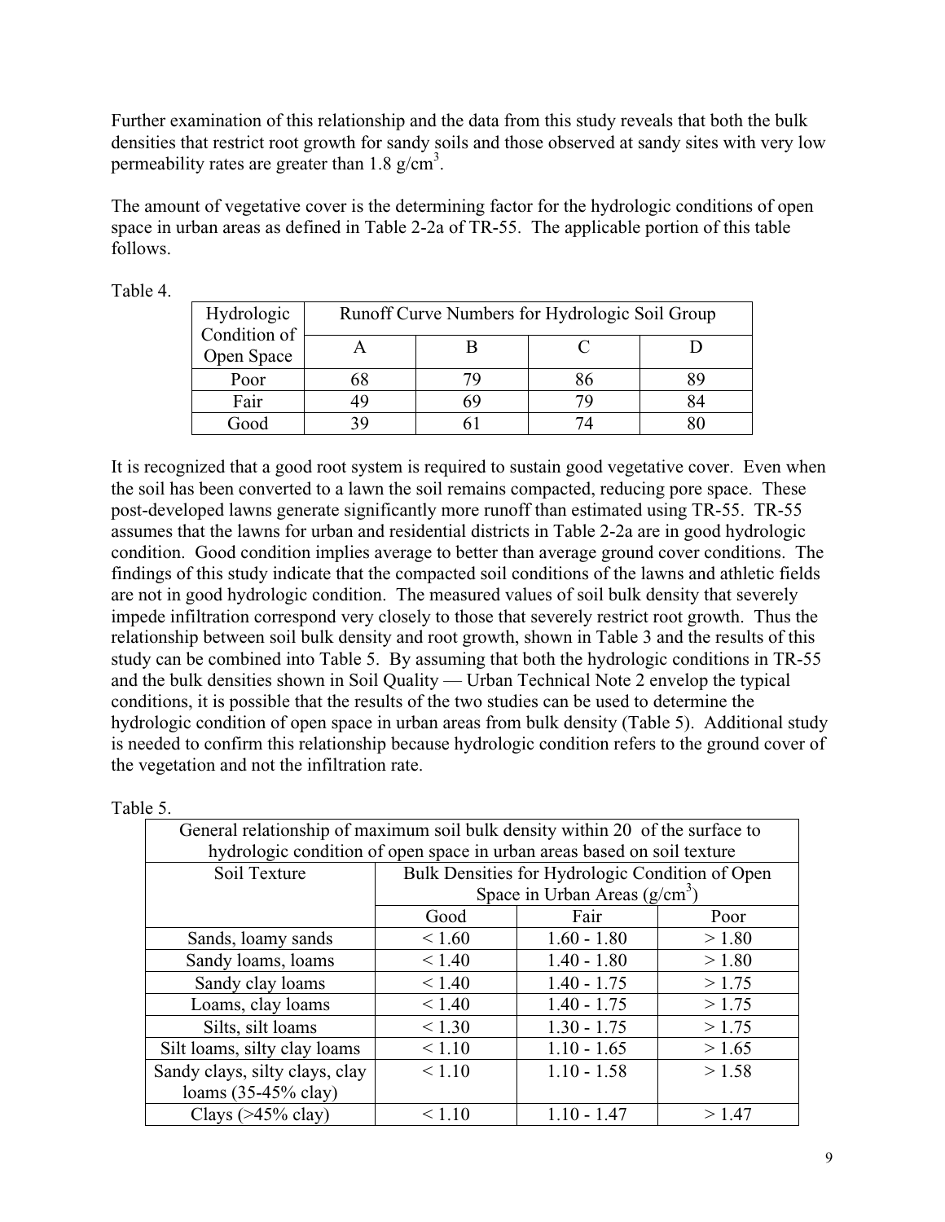Further examination of this relationship and the data from this study reveals that both the bulk densities that restrict root growth for sandy soils and those observed at sandy sites with very low permeability rates are greater than 1.8 g/cm$^3$.

The amount of vegetative cover is the determining factor for the hydrologic conditions of open space in urban areas as defined in Table 2-2a of TR-55. The applicable portion of this table follows.

Table 4.

| Hydrologic Condition of Open Space | Runoff Curve Numbers for Hydrologic Soil Group | | | |
|---|---|---|---|---|
| | A | B | C | D |
| Poor | 68 | 79 | 86 | 89 |
| Fair | 49 | 69 | 79 | 84 |
| Good | 39 | 61 | 74 | 80 |

It is recognized that a good root system is required to sustain good vegetative cover. Even when the soil has been converted to a lawn the soil remains compacted, reducing pore space. These post-developed lawns generate significantly more runoff than estimated using TR-55. TR-55 assumes that the lawns for urban and residential districts in Table 2-2a are in good hydrologic condition. Good condition implies average to better than average ground cover conditions. The findings of this study indicate that the compacted soil conditions of the lawns and athletic fields are not in good hydrologic condition. The measured values of soil bulk density that severely impede infiltration correspond very closely to those that severely restrict root growth. Thus the relationship between soil bulk density and root growth, shown in Table 3 and the results of this study can be combined into Table 5. By assuming that both the hydrologic conditions in TR-55 and the bulk densities shown in Soil Quality — Urban Technical Note 2 envelop the typical conditions, it is possible that the results of the two studies can be used to determine the hydrologic condition of open space in urban areas from bulk density (Table 5). Additional study is needed to confirm this relationship because hydrologic condition refers to the ground cover of the vegetation and not the infiltration rate.

Table 5.

| General relationship of maximum soil bulk density within 20 of the surface to hydrologic condition of open space in urban areas based on soil texture | | | |
|---|---|---|---|
| Soil Texture | Bulk Densities for Hydrologic Condition of Open Space in Urban Areas (g/cm$^3$) | | |
| | Good | Fair | Poor |
| Sands, loamy sands | < 1.60 | 1.60 - 1.80 | > 1.80 |
| Sandy loams, loams | < 1.40 | 1.40 - 1.80 | > 1.80 |
| Sandy clay loams | < 1.40 | 1.40 - 1.75 | > 1.75 |
| Loams, clay loams | < 1.40 | 1.40 - 1.75 | > 1.75 |
| Silts, silt loams | < 1.30 | 1.30 - 1.75 | > 1.75 |
| Silt loams, silty clay loams | < 1.10 | 1.10 - 1.65 | > 1.65 |
| Sandy clays, silty clays, clay loams (35-45% clay) | < 1.10 | 1.10 - 1.58 | > 1.58 |
| Clays (>45% clay) | < 1.10 | 1.10 - 1.47 | > 1.47 |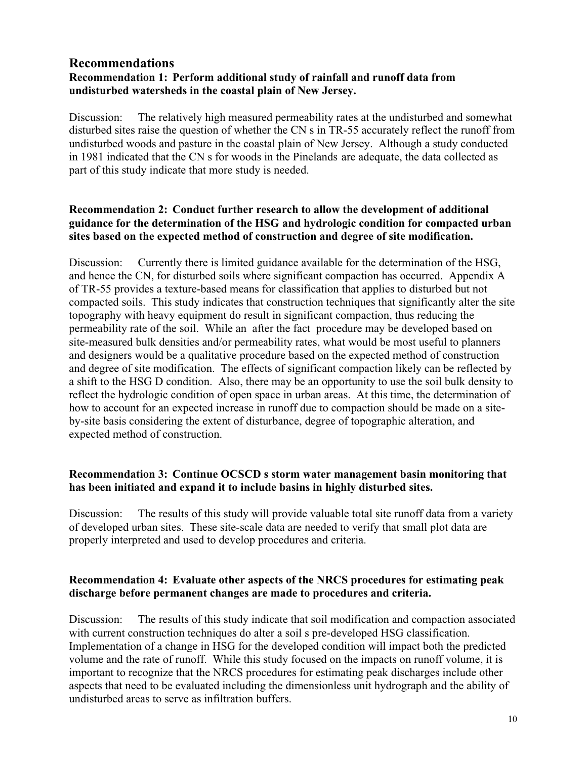## Recommendations

### Recommendation 1: Perform additional study of rainfall and runoff data from undisturbed watersheds in the coastal plain of New Jersey.

Discussion: The relatively high measured permeability rates at the undisturbed and somewhat disturbed sites raise the question of whether the CN s in TR-55 accurately reflect the runoff from undisturbed woods and pasture in the coastal plain of New Jersey. Although a study conducted in 1981 indicated that the CN s for woods in the Pinelands are adequate, the data collected as part of this study indicate that more study is needed.

### Recommendation 2: Conduct further research to allow the development of additional guidance for the determination of the HSG and hydrologic condition for compacted urban sites based on the expected method of construction and degree of site modification.

Discussion: Currently there is limited guidance available for the determination of the HSG, and hence the CN, for disturbed soils where significant compaction has occurred. Appendix A of TR-55 provides a texture-based means for classification that applies to disturbed but not compacted soils. This study indicates that construction techniques that significantly alter the site topography with heavy equipment do result in significant compaction, thus reducing the permeability rate of the soil. While an after the fact procedure may be developed based on site-measured bulk densities and/or permeability rates, what would be most useful to planners and designers would be a qualitative procedure based on the expected method of construction and degree of site modification. The effects of significant compaction likely can be reflected by a shift to the HSG D condition. Also, there may be an opportunity to use the soil bulk density to reflect the hydrologic condition of open space in urban areas. At this time, the determination of how to account for an expected increase in runoff due to compaction should be made on a site-by-site basis considering the extent of disturbance, degree of topographic alteration, and expected method of construction.

### Recommendation 3: Continue OCSCD s storm water management basin monitoring that has been initiated and expand it to include basins in highly disturbed sites.

Discussion: The results of this study will provide valuable total site runoff data from a variety of developed urban sites. These site-scale data are needed to verify that small plot data are properly interpreted and used to develop procedures and criteria.

### Recommendation 4: Evaluate other aspects of the NRCS procedures for estimating peak discharge before permanent changes are made to procedures and criteria.

Discussion: The results of this study indicate that soil modification and compaction associated with current construction techniques do alter a soil s pre-developed HSG classification. Implementation of a change in HSG for the developed condition will impact both the predicted volume and the rate of runoff. While this study focused on the impacts on runoff volume, it is important to recognize that the NRCS procedures for estimating peak discharges include other aspects that need to be evaluated including the dimensionless unit hydrograph and the ability of undisturbed areas to serve as infiltration buffers.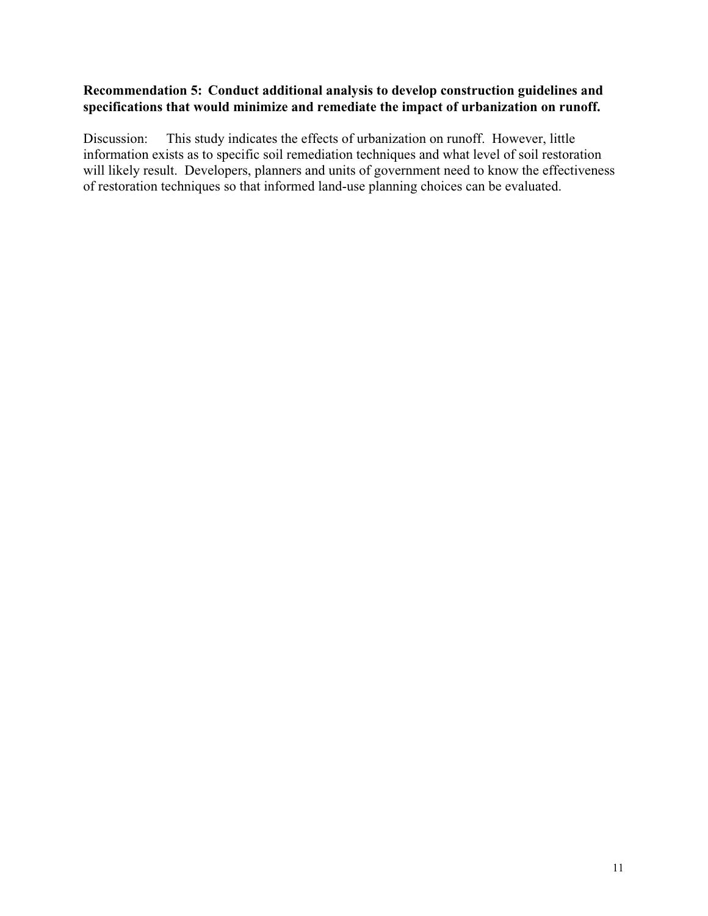**Recommendation 5: Conduct additional analysis to develop construction guidelines and specifications that would minimize and remediate the impact of urbanization on runoff.**

Discussion: This study indicates the effects of urbanization on runoff. However, little information exists as to specific soil remediation techniques and what level of soil restoration will likely result. Developers, planners and units of government need to know the effectiveness of restoration techniques so that informed land-use planning choices can be evaluated.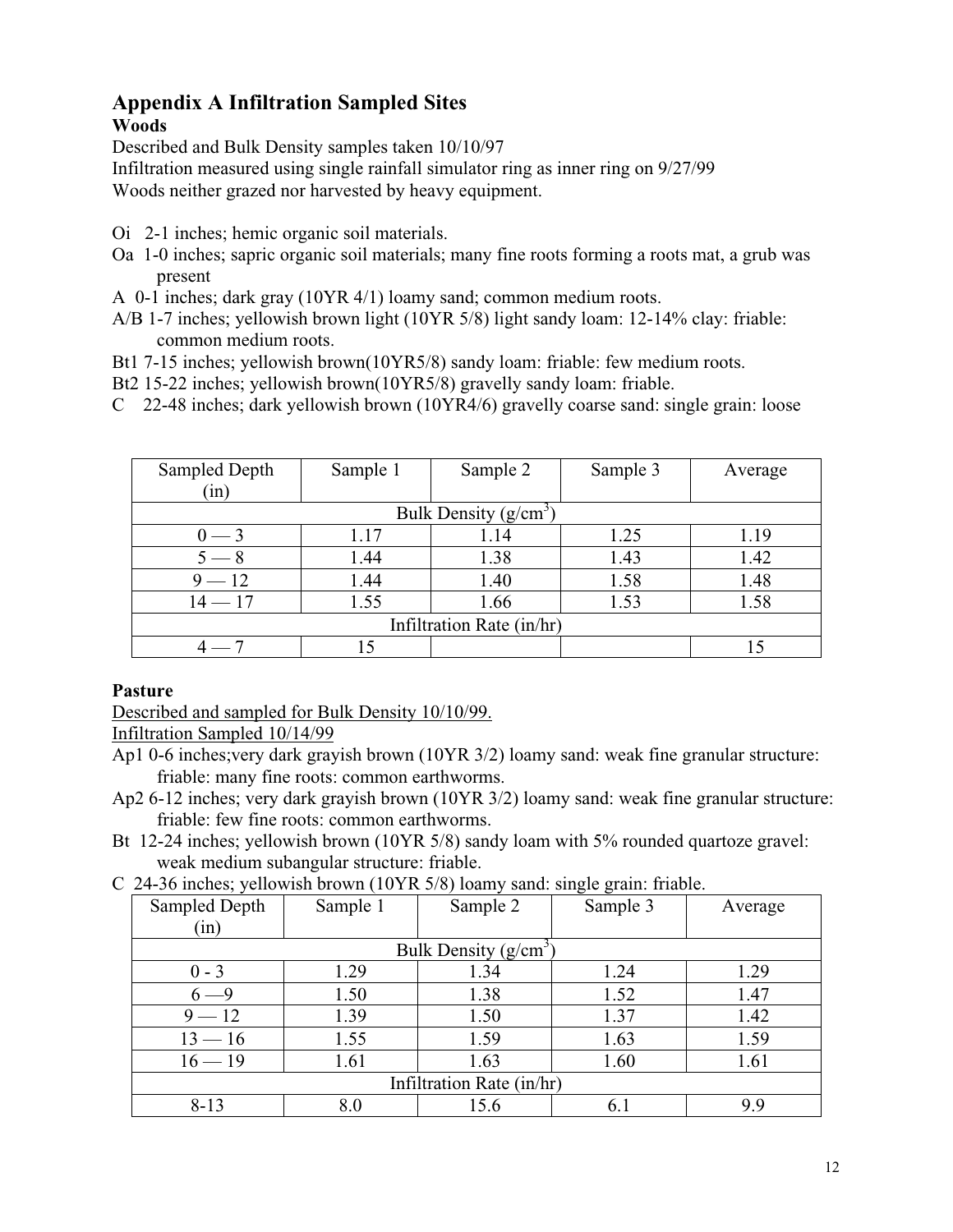## Appendix A Infiltration Sampled Sites

### Woods

Described and Bulk Density samples taken 10/10/97
Infiltration measured using single rainfall simulator ring as inner ring on 9/27/99
Woods neither grazed nor harvested by heavy equipment.

Oi 2-1 inches; hemic organic soil materials.
Oa 1-0 inches; sapric organic soil materials; many fine roots forming a roots mat, a grub was present
A 0-1 inches; dark gray (10YR 4/1) loamy sand; common medium roots.
A/B 1-7 inches; yellowish brown light (10YR 5/8) light sandy loam: 12-14% clay: friable: common medium roots.
Bt1 7-15 inches; yellowish brown(10YR5/8) sandy loam: friable: few medium roots.
Bt2 15-22 inches; yellowish brown(10YR5/8) gravelly sandy loam: friable.
C 22-48 inches; dark yellowish brown (10YR4/6) gravelly coarse sand: single grain: loose

| Sampled Depth (in) | Sample 1 | Sample 2 | Sample 3 | Average |
|---|---|---|---|---|
| Bulk Density (g/cm$^3$) | | | | |
| 0 — 3 | 1.17 | 1.14 | 1.25 | 1.19 |
| 5 — 8 | 1.44 | 1.38 | 1.43 | 1.42 |
| 9 — 12 | 1.44 | 1.40 | 1.58 | 1.48 |
| 14 — 17 | 1.55 | 1.66 | 1.53 | 1.58 |
| Infiltration Rate (in/hr) | | | | |
| 4 — 7 | 15 | | | 15 |

### Pasture

Described and sampled for Bulk Density 10/10/99.
Infiltration Sampled 10/14/99

Ap1 0-6 inches;very dark grayish brown (10YR 3/2) loamy sand: weak fine granular structure: friable: many fine roots: common earthworms.
Ap2 6-12 inches; very dark grayish brown (10YR 3/2) loamy sand: weak fine granular structure: friable: few fine roots: common earthworms.
Bt 12-24 inches; yellowish brown (10YR 5/8) sandy loam with 5% rounded quartoze gravel: weak medium subangular structure: friable.
C 24-36 inches; yellowish brown (10YR 5/8) loamy sand: single grain: friable.

| Sampled Depth (in) | Sample 1 | Sample 2 | Sample 3 | Average |
|---|---|---|---|---|
| Bulk Density (g/cm$^3$) | | | | |
| 0 - 3 | 1.29 | 1.34 | 1.24 | 1.29 |
| 6 —9 | 1.50 | 1.38 | 1.52 | 1.47 |
| 9 — 12 | 1.39 | 1.50 | 1.37 | 1.42 |
| 13 — 16 | 1.55 | 1.59 | 1.63 | 1.59 |
| 16 — 19 | 1.61 | 1.63 | 1.60 | 1.61 |
| Infiltration Rate (in/hr) | | | | |
| 8-13 | 8.0 | 15.6 | 6.1 | 9.9 |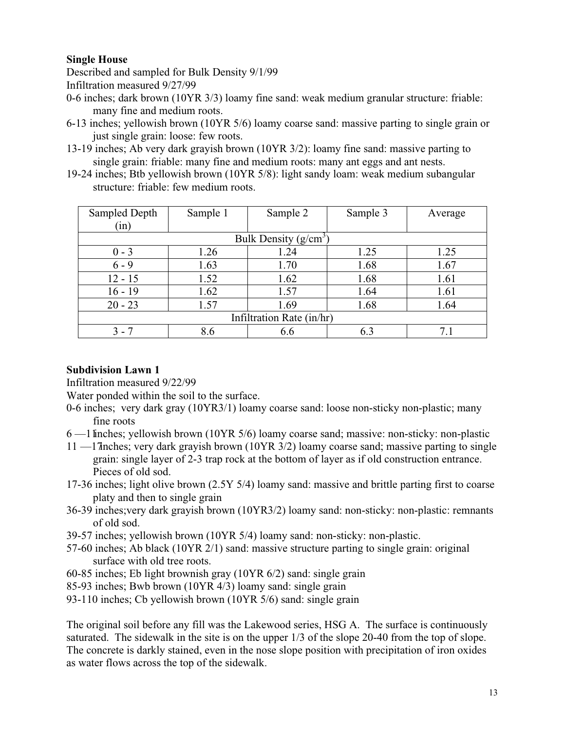**Single House**

Described and sampled for Bulk Density 9/1/99

Infiltration measured 9/27/99

0-6 inches; dark brown (10YR 3/3) loamy fine sand: weak medium granular structure: friable: many fine and medium roots.

6-13 inches; yellowish brown (10YR 5/6) loamy coarse sand: massive parting to single grain or just single grain: loose: few roots.

13-19 inches; Ab very dark grayish brown (10YR 3/2): loamy fine sand: massive parting to single grain: friable: many fine and medium roots: many ant eggs and ant nests.

19-24 inches; Btb yellowish brown (10YR 5/8): light sandy loam: weak medium subangular structure: friable: few medium roots.

| Sampled Depth (in) | Sample 1 | Sample 2 | Sample 3 | Average |
|---|---|---|---|---|
| Bulk Density ($g/cm^3$) | | | | |
| 0 - 3 | 1.26 | 1.24 | 1.25 | 1.25 |
| 6 - 9 | 1.63 | 1.70 | 1.68 | 1.67 |
| 12 - 15 | 1.52 | 1.62 | 1.68 | 1.61 |
| 16 - 19 | 1.62 | 1.57 | 1.64 | 1.61 |
| 20 - 23 | 1.57 | 1.69 | 1.68 | 1.64 |
| Infiltration Rate (in/hr) | | | | |
| 3 - 7 | 8.6 | 6.6 | 6.3 | 7.1 |

**Subdivision Lawn 1**

Infiltration measured 9/22/99

Water ponded within the soil to the surface.

0-6 inches; very dark gray (10YR3/1) loamy coarse sand: loose non-sticky non-plastic; many fine roots

6 —11 inches; yellowish brown (10YR 5/6) loamy coarse sand; massive: non-sticky: non-plastic

11 —17 inches; very dark grayish brown (10YR 3/2) loamy coarse sand; massive parting to single grain: single layer of 2-3 trap rock at the bottom of layer as if old construction entrance. Pieces of old sod.

17-36 inches; light olive brown (2.5Y 5/4) loamy sand: massive and brittle parting first to coarse platy and then to single grain

36-39 inches;very dark grayish brown (10YR3/2) loamy sand: non-sticky: non-plastic: remnants of old sod.

39-57 inches; yellowish brown (10YR 5/4) loamy sand: non-sticky: non-plastic.

57-60 inches; Ab black (10YR 2/1) sand: massive structure parting to single grain: original surface with old tree roots.

60-85 inches; Eb light brownish gray (10YR 6/2) sand: single grain

85-93 inches; Bwb brown (10YR 4/3) loamy sand: single grain

93-110 inches; Cb yellowish brown (10YR 5/6) sand: single grain

The original soil before any fill was the Lakewood series, HSG A. The surface is continuously saturated. The sidewalk in the site is on the upper 1/3 of the slope 20-40 from the top of slope. The concrete is darkly stained, even in the nose slope position with precipitation of iron oxides as water flows across the top of the sidewalk.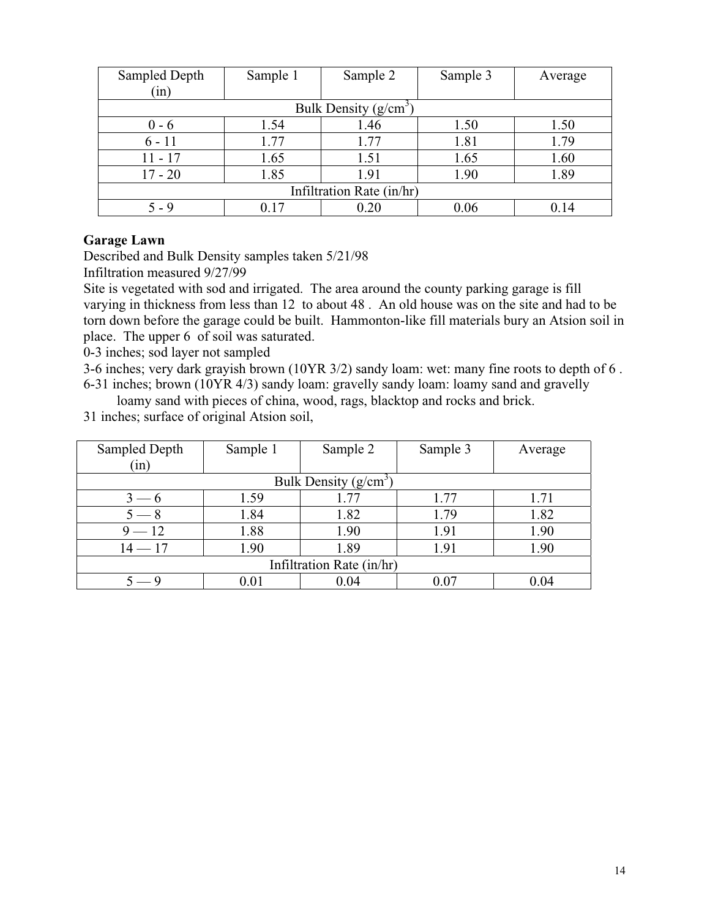| Sampled Depth (in) | Sample 1 | Sample 2 | Sample 3 | Average |
|---|---|---|---|---|
| Bulk Density (g/cm$^3$) | | | | |
| 0 - 6 | 1.54 | 1.46 | 1.50 | 1.50 |
| 6 - 11 | 1.77 | 1.77 | 1.81 | 1.79 |
| 11 - 17 | 1.65 | 1.51 | 1.65 | 1.60 |
| 17 - 20 | 1.85 | 1.91 | 1.90 | 1.89 |
| Infiltration Rate (in/hr) | | | | |
| 5 - 9 | 0.17 | 0.20 | 0.06 | 0.14 |

**Garage Lawn**

Described and Bulk Density samples taken 5/21/98

Infiltration measured 9/27/99

Site is vegetated with sod and irrigated. The area around the county parking garage is fill varying in thickness from less than 12 to about 48 . An old house was on the site and had to be torn down before the garage could be built. Hammonton-like fill materials bury an Atsion soil in place. The upper 6 of soil was saturated.

0-3 inches; sod layer not sampled

3-6 inches; very dark grayish brown (10YR 3/2) sandy loam: wet: many fine roots to depth of 6 .

6-31 inches; brown (10YR 4/3) sandy loam: gravelly sandy loam: loamy sand and gravelly loamy sand with pieces of china, wood, rags, blacktop and rocks and brick.

31 inches; surface of original Atsion soil,

| Sampled Depth (in) | Sample 1 | Sample 2 | Sample 3 | Average |
|---|---|---|---|---|
| Bulk Density (g/cm$^3$) | | | | |
| 3 — 6 | 1.59 | 1.77 | 1.77 | 1.71 |
| 5 — 8 | 1.84 | 1.82 | 1.79 | 1.82 |
| 9 — 12 | 1.88 | 1.90 | 1.91 | 1.90 |
| 14 — 17 | 1.90 | 1.89 | 1.91 | 1.90 |
| Infiltration Rate (in/hr) | | | | |
| 5 — 9 | 0.01 | 0.04 | 0.07 | 0.04 |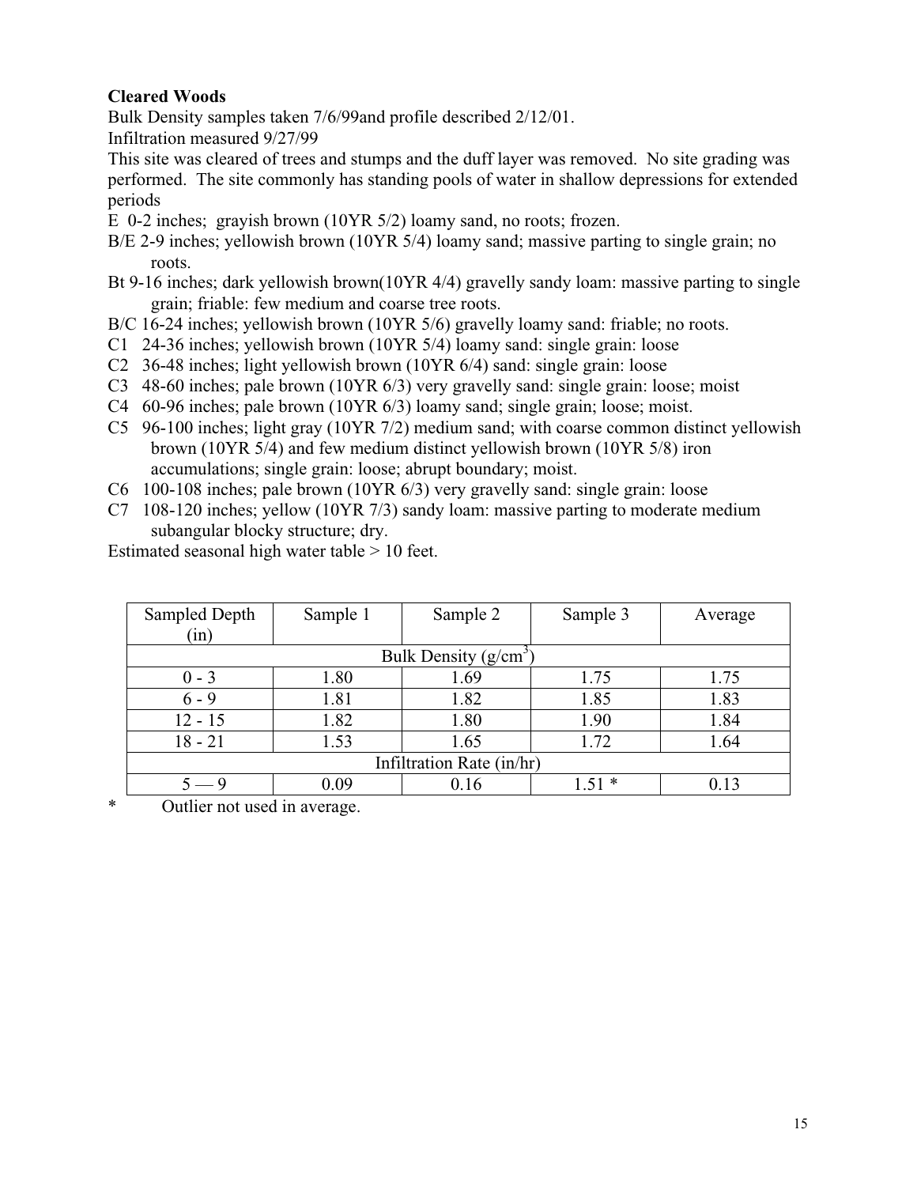**Cleared Woods**

Bulk Density samples taken 7/6/99and profile described 2/12/01.

Infiltration measured 9/27/99

This site was cleared of trees and stumps and the duff layer was removed. No site grading was performed. The site commonly has standing pools of water in shallow depressions for extended periods

- E 0-2 inches; grayish brown (10YR 5/2) loamy sand, no roots; frozen.
- B/E 2-9 inches; yellowish brown (10YR 5/4) loamy sand; massive parting to single grain; no roots.
- Bt 9-16 inches; dark yellowish brown(10YR 4/4) gravelly sandy loam: massive parting to single grain; friable: few medium and coarse tree roots.
- B/C 16-24 inches; yellowish brown (10YR 5/6) gravelly loamy sand: friable; no roots.
- C1 24-36 inches; yellowish brown (10YR 5/4) loamy sand: single grain: loose
- C2 36-48 inches; light yellowish brown (10YR 6/4) sand: single grain: loose
- C3 48-60 inches; pale brown (10YR 6/3) very gravelly sand: single grain: loose; moist
- C4 60-96 inches; pale brown (10YR 6/3) loamy sand; single grain; loose; moist.
- C5 96-100 inches; light gray (10YR 7/2) medium sand; with coarse common distinct yellowish brown (10YR 5/4) and few medium distinct yellowish brown (10YR 5/8) iron accumulations; single grain: loose; abrupt boundary; moist.
- C6 100-108 inches; pale brown (10YR 6/3) very gravelly sand: single grain: loose
- C7 108-120 inches; yellow (10YR 7/3) sandy loam: massive parting to moderate medium subangular blocky structure; dry.

Estimated seasonal high water table > 10 feet.

| Sampled Depth (in) | Sample 1 | Sample 2 | Sample 3 | Average |
|---|---|---|---|---|
| Bulk Density (g/cm$^3$) | | | | |
| 0 - 3 | 1.80 | 1.69 | 1.75 | 1.75 |
| 6 - 9 | 1.81 | 1.82 | 1.85 | 1.83 |
| 12 - 15 | 1.82 | 1.80 | 1.90 | 1.84 |
| 18 - 21 | 1.53 | 1.65 | 1.72 | 1.64 |
| Infiltration Rate (in/hr) | | | | |
| 5 — 9 | 0.09 | 0.16 | 1.51 * | 0.13 |

\* Outlier not used in average.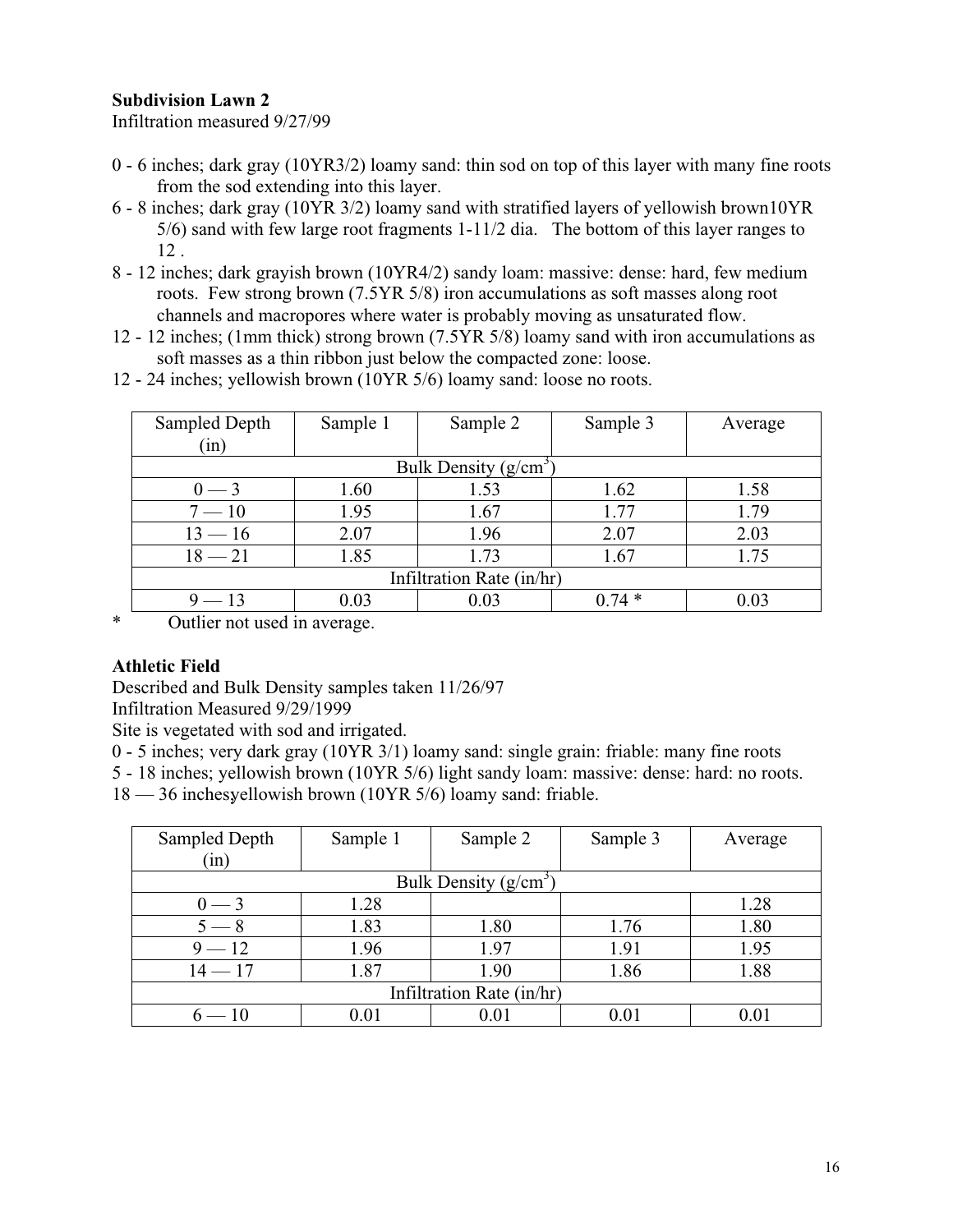**Subdivision Lawn 2**

Infiltration measured 9/27/99

0 - 6 inches; dark gray (10YR3/2) loamy sand: thin sod on top of this layer with many fine roots from the sod extending into this layer.

6 - 8 inches; dark gray (10YR 3/2) loamy sand with stratified layers of yellowish brown10YR 5/6) sand with few large root fragments 1-11/2 dia. The bottom of this layer ranges to 12 .

8 - 12 inches; dark grayish brown (10YR4/2) sandy loam: massive: dense: hard, few medium roots. Few strong brown (7.5YR 5/8) iron accumulations as soft masses along root channels and macropores where water is probably moving as unsaturated flow.

12 - 12 inches; (1mm thick) strong brown (7.5YR 5/8) loamy sand with iron accumulations as soft masses as a thin ribbon just below the compacted zone: loose.

12 - 24 inches; yellowish brown (10YR 5/6) loamy sand: loose no roots.

| Sampled Depth (in) | Sample 1 | Sample 2 | Sample 3 | Average |
|---|---|---|---|---|
| Bulk Density ($g/cm^3$) | | | | |
| 0 — 3 | 1.60 | 1.53 | 1.62 | 1.58 |
| 7 — 10 | 1.95 | 1.67 | 1.77 | 1.79 |
| 13 — 16 | 2.07 | 1.96 | 2.07 | 2.03 |
| 18 — 21 | 1.85 | 1.73 | 1.67 | 1.75 |
| Infiltration Rate (in/hr) | | | | |
| 9 — 13 | 0.03 | 0.03 | 0.74 * | 0.03 |

\* Outlier not used in average.

**Athletic Field**

Described and Bulk Density samples taken 11/26/97

Infiltration Measured 9/29/1999

Site is vegetated with sod and irrigated.

0 - 5 inches; very dark gray (10YR 3/1) loamy sand: single grain: friable: many fine roots

5 - 18 inches; yellowish brown (10YR 5/6) light sandy loam: massive: dense: hard: no roots.

18 — 36 inchesyellowish brown (10YR 5/6) loamy sand: friable.

| Sampled Depth (in) | Sample 1 | Sample 2 | Sample 3 | Average |
|---|---|---|---|---|
| Bulk Density ($g/cm^3$) | | | | |
| 0 — 3 | 1.28 | | | 1.28 |
| 5 — 8 | 1.83 | 1.80 | 1.76 | 1.80 |
| 9 — 12 | 1.96 | 1.97 | 1.91 | 1.95 |
| 14 — 17 | 1.87 | 1.90 | 1.86 | 1.88 |
| Infiltration Rate (in/hr) | | | | |
| 6 — 10 | 0.01 | 0.01 | 0.01 | 0.01 |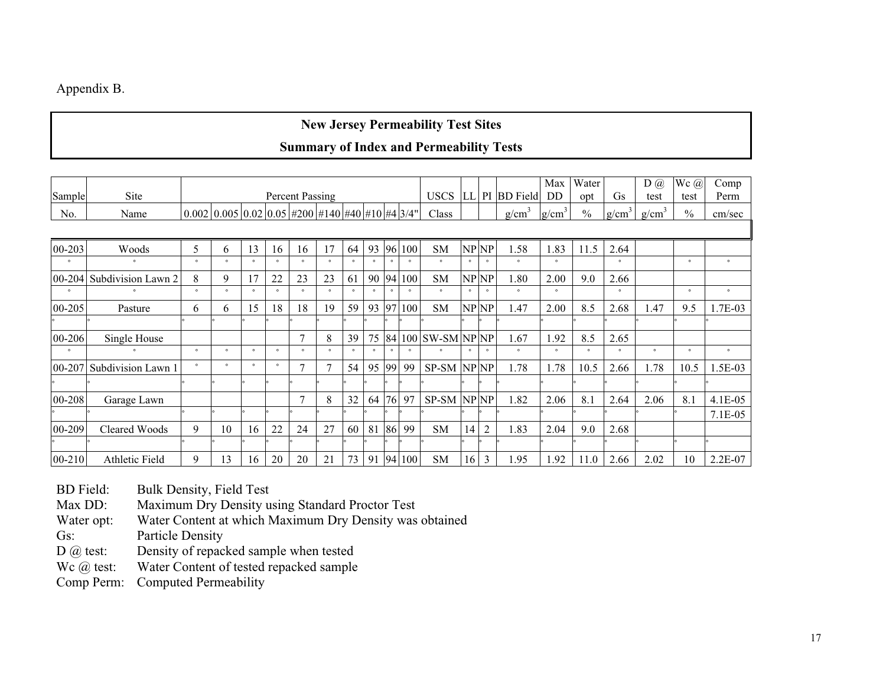Appendix B.

## New Jersey Permeability Test Sites

## Summary of Index and Permeability Tests

| Sample | Site | Percent Passing | | | | | | | | | | USCS | LL | PI | BD Field | Max DD | Water opt | Gs | D @ test | Wc @ test | Comp Perm |
|---|---|---|---|---|---|---|---|---|---|---|---|---|---|---|---|---|---|---|---|---|---|
| No. | Name | 0.002 | 0.005 | 0.02 | 0.05 | #200 | #140 | #40 | #10 | #4 | 3/4" | Class | | | g/cm$^3$ | g/cm$^3$ | % | g/cm$^3$ | g/cm$^3$ | % | cm/sec |
| 00-203 | Woods | 5 | 6 | 13 | 16 | 16 | 17 | 64 | 93 | 96 | 100 | SM | NP | NP | 1.58 | 1.83 | 11.5 | 2.64 | | | |
| 00-204 | Subdivision Lawn 2 | 8 | 9 | 17 | 22 | 23 | 23 | 61 | 90 | 94 | 100 | SM | NP | NP | 1.80 | 2.00 | 9.0 | 2.66 | | | |
| 00-205 | Pasture | 6 | 6 | 15 | 18 | 18 | 19 | 59 | 93 | 97 | 100 | SM | NP | NP | 1.47 | 2.00 | 8.5 | 2.68 | 1.47 | 9.5 | 1.7E-03 |
| 00-206 | Single House | | | | | 7 | 8 | 39 | 75 | 84 | 100 | SW-SM | NP | NP | 1.67 | 1.92 | 8.5 | 2.65 | | | |
| 00-207 | Subdivision Lawn 1 | | | | | 7 | 7 | 54 | 95 | 99 | 99 | SP-SM | NP | NP | 1.78 | 1.78 | 10.5 | 2.66 | 1.78 | 10.5 | 1.5E-03 |
| 00-208 | Garage Lawn | | | | | 7 | 8 | 32 | 64 | 76 | 97 | SP-SM | NP | NP | 1.82 | 2.06 | 8.1 | 2.64 | 2.06 | 8.1 | 4.1E-05 |
| | | | | | | | | | | | | | | | | | | | | | 7.1E-05 |
| 00-209 | Cleared Woods | 9 | 10 | 16 | 22 | 24 | 27 | 60 | 81 | 86 | 99 | SM | 14 | 2 | 1.83 | 2.04 | 9.0 | 2.68 | | | |
| 00-210 | Athletic Field | 9 | 13 | 16 | 20 | 20 | 21 | 73 | 91 | 94 | 100 | SM | 16 | 3 | 1.95 | 1.92 | 11.0 | 2.66 | 2.02 | 10 | 2.2E-07 |

BD Field: Bulk Density, Field Test
Max DD: Maximum Dry Density using Standard Proctor Test
Water opt: Water Content at which Maximum Dry Density was obtained
Gs: Particle Density
D @ test: Density of repacked sample when tested
Wc @ test: Water Content of tested repacked sample
Comp Perm: Computed Permeability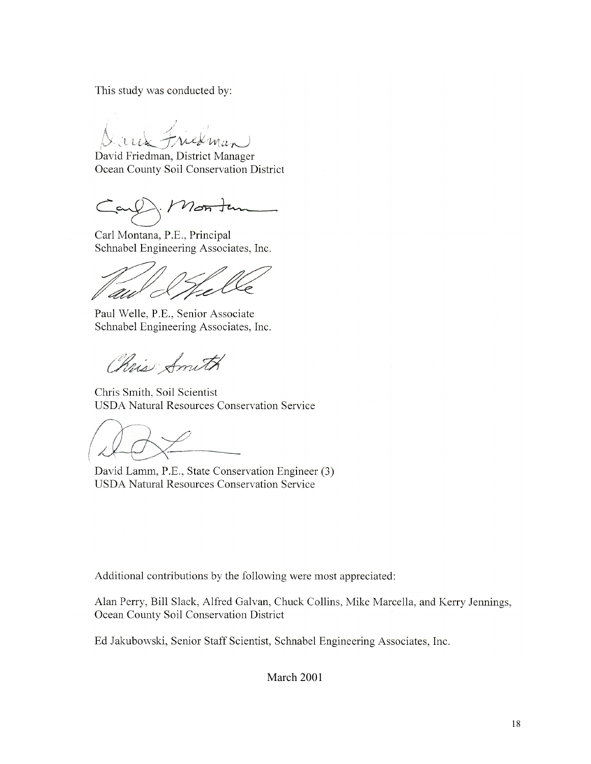This study was conducted by:

David Friedman, District Manager
Ocean County Soil Conservation District

Carl Montana, P.E., Principal
Schnabel Engineering Associates, Inc.

Paul Welle, P.E., Senior Associate
Schnabel Engineering Associates, Inc.

Chris Smith, Soil Scientist
USDA Natural Resources Conservation Service

David Lamm, P.E., State Conservation Engineer (3)
USDA Natural Resources Conservation Service

Additional contributions by the following were most appreciated:

Alan Perry, Bill Slack, Alfred Galvan, Chuck Collins, Mike Marcella, and Kerry Jennings, Ocean County Soil Conservation District

Ed Jakubowski, Senior Staff Scientist, Schnabel Engineering Associates, Inc.

March 2001